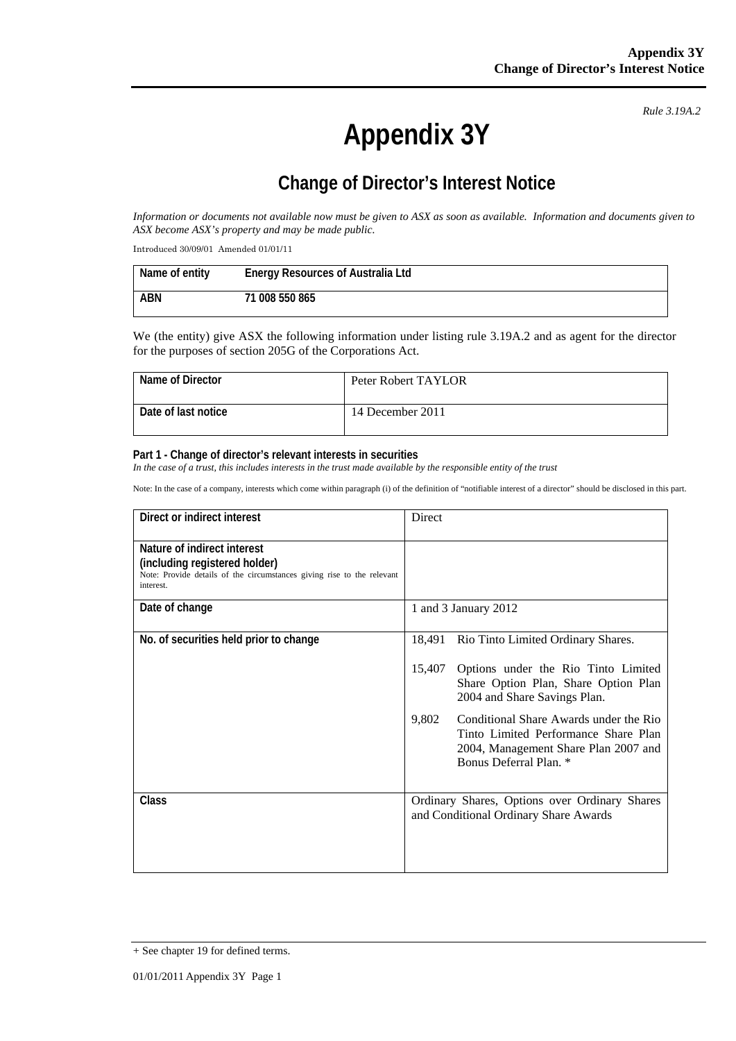*Rule 3.19A.2*

# Appendix 3Y

## Change of Director's Interest Notice

*Information or documents not available now must be given to ASX as soon as available. Information and documents given to ASX become ASX's property and may be made public.*

Introduced 30/09/01 Amended 01/01/11

| Name of entity | Energy Resources of Australia Ltd |
|---|---|
| ABN | 71 008 550 865 |

We (the entity) give ASX the following information under listing rule 3.19A.2 and as agent for the director for the purposes of section 205G of the Corporations Act.

| Name of Director | Peter Robert TAYLOR |
|---|---|
| Date of last notice | 14 December 2011 |

**Part 1 - Change of director's relevant interests in securities**

*In the case of a trust, this includes interests in the trust made available by the responsible entity of the trust*

Note: In the case of a company, interests which come within paragraph (i) of the definition of "notifiable interest of a director" should be disclosed in this part.

| Direct or indirect interest | Direct |
|---|---|
| **Nature of indirect interest (including registered holder)**<br>Note: Provide details of the circumstances giving rise to the relevant interest. | |
| **Date of change** | 1 and 3 January 2012 |
| **No. of securities held prior to change** | 18,491 Rio Tinto Limited Ordinary Shares.<br><br>15,407 Options under the Rio Tinto Limited Share Option Plan, Share Option Plan 2004 and Share Savings Plan.<br><br>9,802 Conditional Share Awards under the Rio Tinto Limited Performance Share Plan 2004, Management Share Plan 2007 and Bonus Deferral Plan. * |
| **Class** | Ordinary Shares, Options over Ordinary Shares and Conditional Ordinary Share Awards |

+ See chapter 19 for defined terms.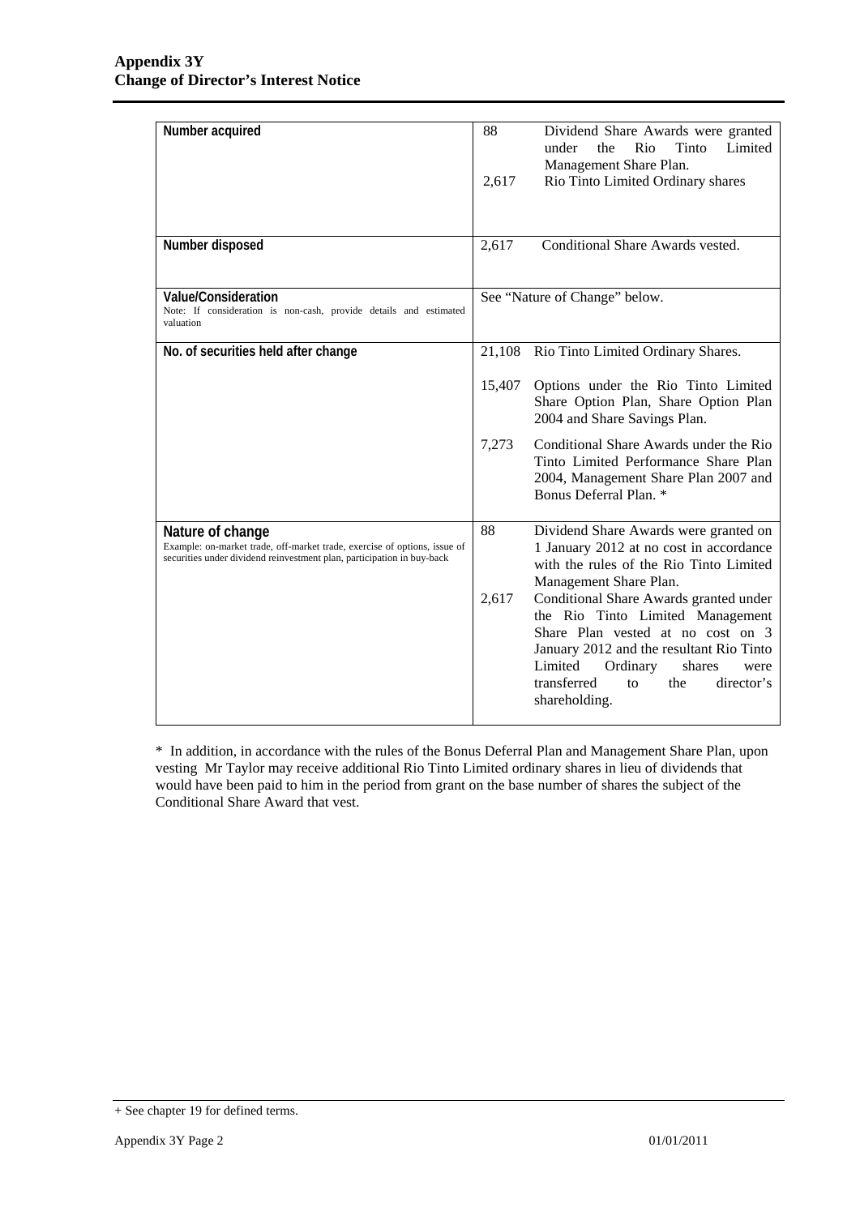**Appendix 3Y**
**Change of Director's Interest Notice**

| | |
|---|---|
| **Number acquired** | 88 Dividend Share Awards were granted under the Rio Tinto Limited Management Share Plan.<br>2,617 Rio Tinto Limited Ordinary shares |
| **Number disposed** | 2,617 Conditional Share Awards vested. |
| **Value/Consideration**<br>Note: If consideration is non-cash, provide details and estimated valuation | See "Nature of Change" below. |
| **No. of securities held after change** | 21,108 Rio Tinto Limited Ordinary Shares.<br>15,407 Options under the Rio Tinto Limited Share Option Plan, Share Option Plan 2004 and Share Savings Plan.<br>7,273 Conditional Share Awards under the Rio Tinto Limited Performance Share Plan 2004, Management Share Plan 2007 and Bonus Deferral Plan. * |
| **Nature of change**<br>Example: on-market trade, off-market trade, exercise of options, issue of securities under dividend reinvestment plan, participation in buy-back | 88 Dividend Share Awards were granted on 1 January 2012 at no cost in accordance with the rules of the Rio Tinto Limited Management Share Plan.<br>2,617 Conditional Share Awards granted under the Rio Tinto Limited Management Share Plan vested at no cost on 3 January 2012 and the resultant Rio Tinto Limited Ordinary shares were transferred to the director's shareholding. |

* In addition, in accordance with the rules of the Bonus Deferral Plan and Management Share Plan, upon vesting Mr Taylor may receive additional Rio Tinto Limited ordinary shares in lieu of dividends that would have been paid to him in the period from grant on the base number of shares the subject of the Conditional Share Award that vest.

+ See chapter 19 for defined terms.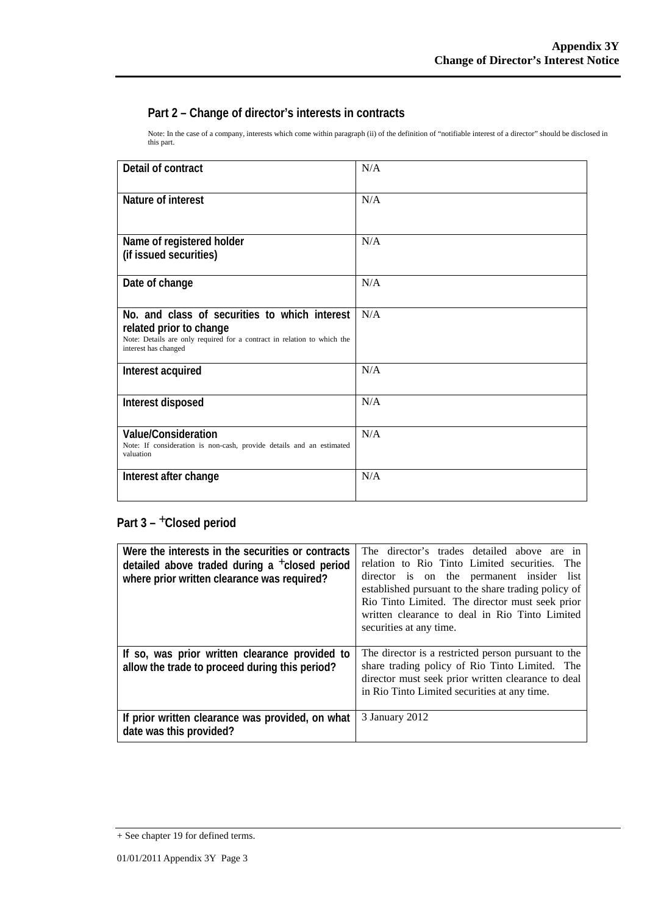## Part 2 – Change of director's interests in contracts

Note: In the case of a company, interests which come within paragraph (ii) of the definition of "notifiable interest of a director" should be disclosed in this part.

| | |
|---|---|
| **Detail of contract** | N/A |
| **Nature of interest** | N/A |
| **Name of registered holder (if issued securities)** | N/A |
| **Date of change** | N/A |
| **No. and class of securities to which interest related prior to change** Note: Details are only required for a contract in relation to which the interest has changed | N/A |
| **Interest acquired** | N/A |
| **Interest disposed** | N/A |
| **Value/Consideration** Note: If consideration is non-cash, provide details and an estimated valuation | N/A |
| **Interest after change** | N/A |

## Part 3 – +Closed period

| | |
|---|---|
| **Were the interests in the securities or contracts detailed above traded during a +closed period where prior written clearance was required?** | The director's trades detailed above are in relation to Rio Tinto Limited securities. The director is on the permanent insider list established pursuant to the share trading policy of Rio Tinto Limited. The director must seek prior written clearance to deal in Rio Tinto Limited securities at any time. |
| **If so, was prior written clearance provided to allow the trade to proceed during this period?** | The director is a restricted person pursuant to the share trading policy of Rio Tinto Limited. The director must seek prior written clearance to deal in Rio Tinto Limited securities at any time. |
| **If prior written clearance was provided, on what date was this provided?** | 3 January 2012 |

+ See chapter 19 for defined terms.